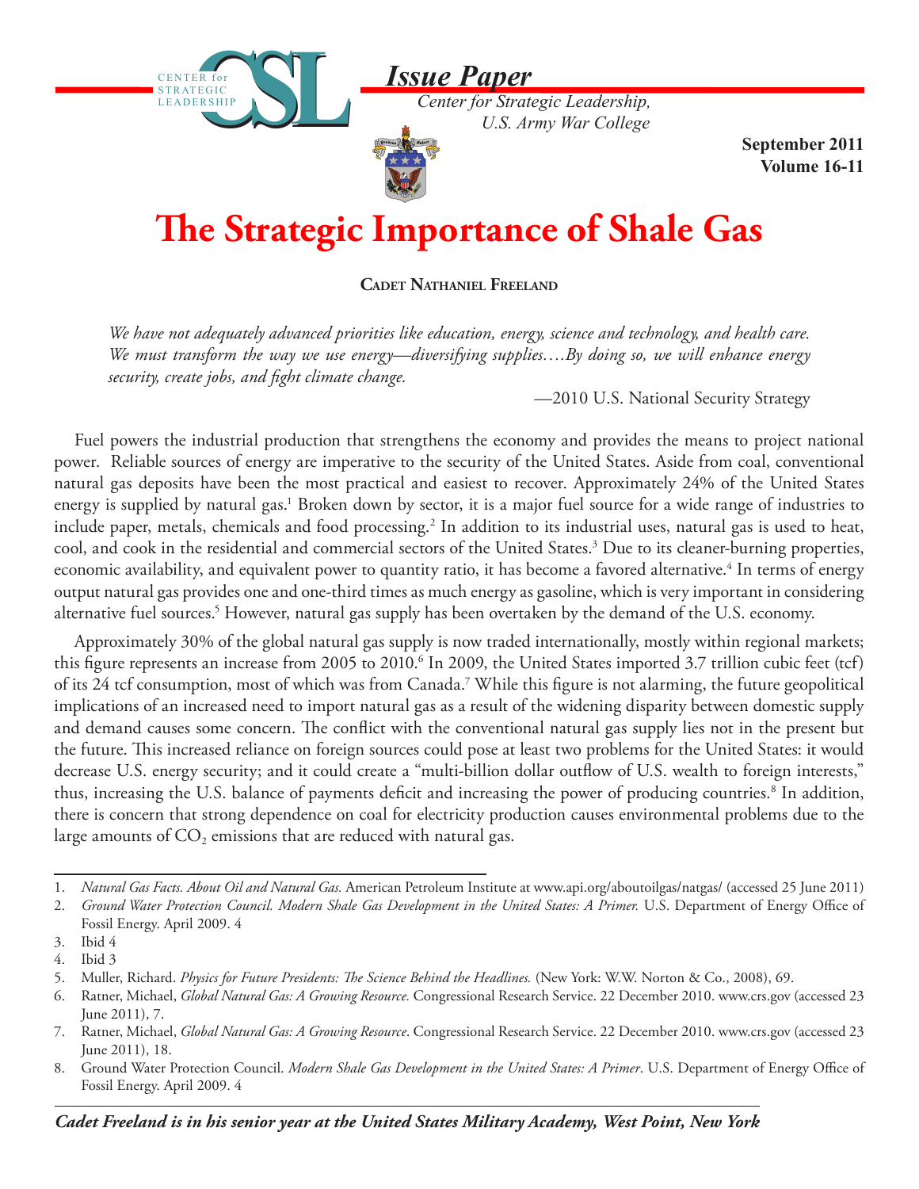CENTER for STRATEGIC LEADERSHIP

*Issue Paper*

*Center for Strategic Leadership, U.S. Army War College*

**September 2011**
**Volume 16-11**

# The Strategic Importance of Shale Gas

**Cadet Nathaniel Freeland**

*We have not adequately advanced priorities like education, energy, science and technology, and health care. We must transform the way we use energy—diversifying supplies….By doing so, we will enhance energy security, create jobs, and fight climate change.*

—2010 U.S. National Security Strategy

Fuel powers the industrial production that strengthens the economy and provides the means to project national power. Reliable sources of energy are imperative to the security of the United States. Aside from coal, conventional natural gas deposits have been the most practical and easiest to recover. Approximately 24% of the United States energy is supplied by natural gas.[1] Broken down by sector, it is a major fuel source for a wide range of industries to include paper, metals, chemicals and food processing.[2] In addition to its industrial uses, natural gas is used to heat, cool, and cook in the residential and commercial sectors of the United States.[3] Due to its cleaner-burning properties, economic availability, and equivalent power to quantity ratio, it has become a favored alternative.[4] In terms of energy output natural gas provides one and one-third times as much energy as gasoline, which is very important in considering alternative fuel sources.[5] However, natural gas supply has been overtaken by the demand of the U.S. economy.

Approximately 30% of the global natural gas supply is now traded internationally, mostly within regional markets; this figure represents an increase from 2005 to 2010.[6] In 2009, the United States imported 3.7 trillion cubic feet (tcf) of its 24 tcf consumption, most of which was from Canada.[7] While this figure is not alarming, the future geopolitical implications of an increased need to import natural gas as a result of the widening disparity between domestic supply and demand causes some concern. The conflict with the conventional natural gas supply lies not in the present but the future. This increased reliance on foreign sources could pose at least two problems for the United States: it would decrease U.S. energy security; and it could create a "multi-billion dollar outflow of U.S. wealth to foreign interests," thus, increasing the U.S. balance of payments deficit and increasing the power of producing countries.[8] In addition, there is concern that strong dependence on coal for electricity production causes environmental problems due to the large amounts of $CO_2$ emissions that are reduced with natural gas.

---

1. *Natural Gas Facts. About Oil and Natural Gas.* American Petroleum Institute at www.api.org/aboutoilgas/natgas/ (accessed 25 June 2011)
2. *Ground Water Protection Council. Modern Shale Gas Development in the United States: A Primer.* U.S. Department of Energy Office of Fossil Energy. April 2009. 4
3. Ibid 4
4. Ibid 3
5. Muller, Richard. *Physics for Future Presidents: The Science Behind the Headlines.* (New York: W.W. Norton & Co., 2008), 69.
6. Ratner, Michael, *Global Natural Gas: A Growing Resource.* Congressional Research Service. 22 December 2010. www.crs.gov (accessed 23 June 2011), 7.
7. Ratner, Michael, *Global Natural Gas: A Growing Resource*. Congressional Research Service. 22 December 2010. www.crs.gov (accessed 23 June 2011), 18.
8. Ground Water Protection Council. *Modern Shale Gas Development in the United States: A Primer*. U.S. Department of Energy Office of Fossil Energy. April 2009. 4

***Cadet Freeland is in his senior year at the United States Military Academy, West Point, New York***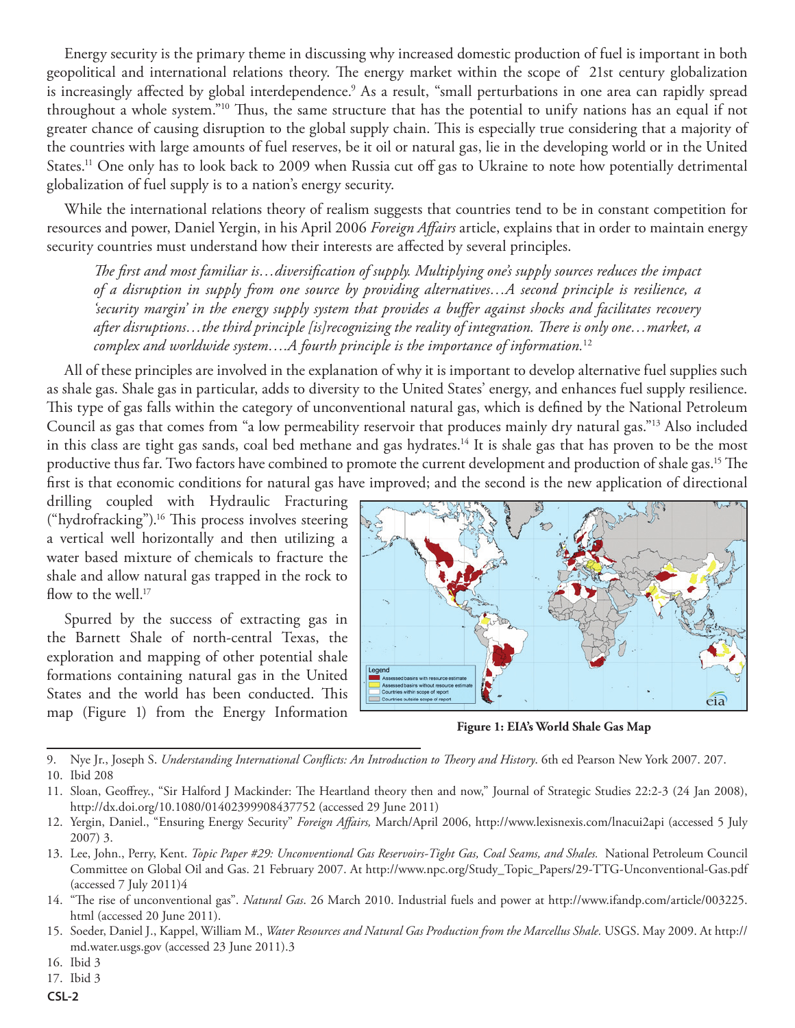Energy security is the primary theme in discussing why increased domestic production of fuel is important in both geopolitical and international relations theory. The energy market within the scope of 21st century globalization is increasingly affected by global interdependence.[9] As a result, "small perturbations in one area can rapidly spread throughout a whole system."[10] Thus, the same structure that has the potential to unify nations has an equal if not greater chance of causing disruption to the global supply chain. This is especially true considering that a majority of the countries with large amounts of fuel reserves, be it oil or natural gas, lie in the developing world or in the United States.[11] One only has to look back to 2009 when Russia cut off gas to Ukraine to note how potentially detrimental globalization of fuel supply is to a nation's energy security.

While the international relations theory of realism suggests that countries tend to be in constant competition for resources and power, Daniel Yergin, in his April 2006 *Foreign Affairs* article, explains that in order to maintain energy security countries must understand how their interests are affected by several principles.

> *The first and most familiar is…diversification of supply. Multiplying one's supply sources reduces the impact of a disruption in supply from one source by providing alternatives…A second principle is resilience, a 'security margin' in the energy supply system that provides a buffer against shocks and facilitates recovery after disruptions…the third principle [is]recognizing the reality of integration. There is only one…market, a complex and worldwide system….A fourth principle is the importance of information.*[12]

All of these principles are involved in the explanation of why it is important to develop alternative fuel supplies such as shale gas. Shale gas in particular, adds to diversity to the United States' energy, and enhances fuel supply resilience. This type of gas falls within the category of unconventional natural gas, which is defined by the National Petroleum Council as gas that comes from "a low permeability reservoir that produces mainly dry natural gas."[13] Also included in this class are tight gas sands, coal bed methane and gas hydrates.[14] It is shale gas that has proven to be the most productive thus far. Two factors have combined to promote the current development and production of shale gas.[15] The first is that economic conditions for natural gas have improved; and the second is the new application of directional drilling coupled with Hydraulic Fracturing ("hydrofracking").[16] This process involves steering a vertical well horizontally and then utilizing a water based mixture of chemicals to fracture the shale and allow natural gas trapped in the rock to flow to the well.[17]

Spurred by the success of extracting gas in the Barnett Shale of north-central Texas, the exploration and mapping of other potential shale formations containing natural gas in the United States and the world has been conducted. This map (Figure 1) from the Energy Information

**Figure 1: EIA's World Shale Gas Map**

---

9. Nye Jr., Joseph S. *Understanding International Conflicts: An Introduction to Theory and History*. 6th ed Pearson New York 2007. 207.
10. Ibid 208
11. Sloan, Geoffrey., "Sir Halford J Mackinder: The Heartland theory then and now," Journal of Strategic Studies 22:2-3 (24 Jan 2008), http://dx.doi.org/10.1080/01402399908437752 (accessed 29 June 2011)
12. Yergin, Daniel., "Ensuring Energy Security" *Foreign Affairs,* March/April 2006, http://www.lexisnexis.com/lnacui2api (accessed 5 July 2007) 3.
13. Lee, John., Perry, Kent. *Topic Paper #29: Unconventional Gas Reservoirs-Tight Gas, Coal Seams, and Shales.* National Petroleum Council Committee on Global Oil and Gas. 21 February 2007. At http://www.npc.org/Study_Topic_Papers/29-TTG-Unconventional-Gas.pdf (accessed 7 July 2011)4
14. "The rise of unconventional gas". *Natural Gas*. 26 March 2010. Industrial fuels and power at http://www.ifandp.com/article/003225.html (accessed 20 June 2011).
15. Soeder, Daniel J., Kappel, William M., *Water Resources and Natural Gas Production from the Marcellus Shale.* USGS. May 2009. At http://md.water.usgs.gov (accessed 23 June 2011).3
16. Ibid 3
17. Ibid 3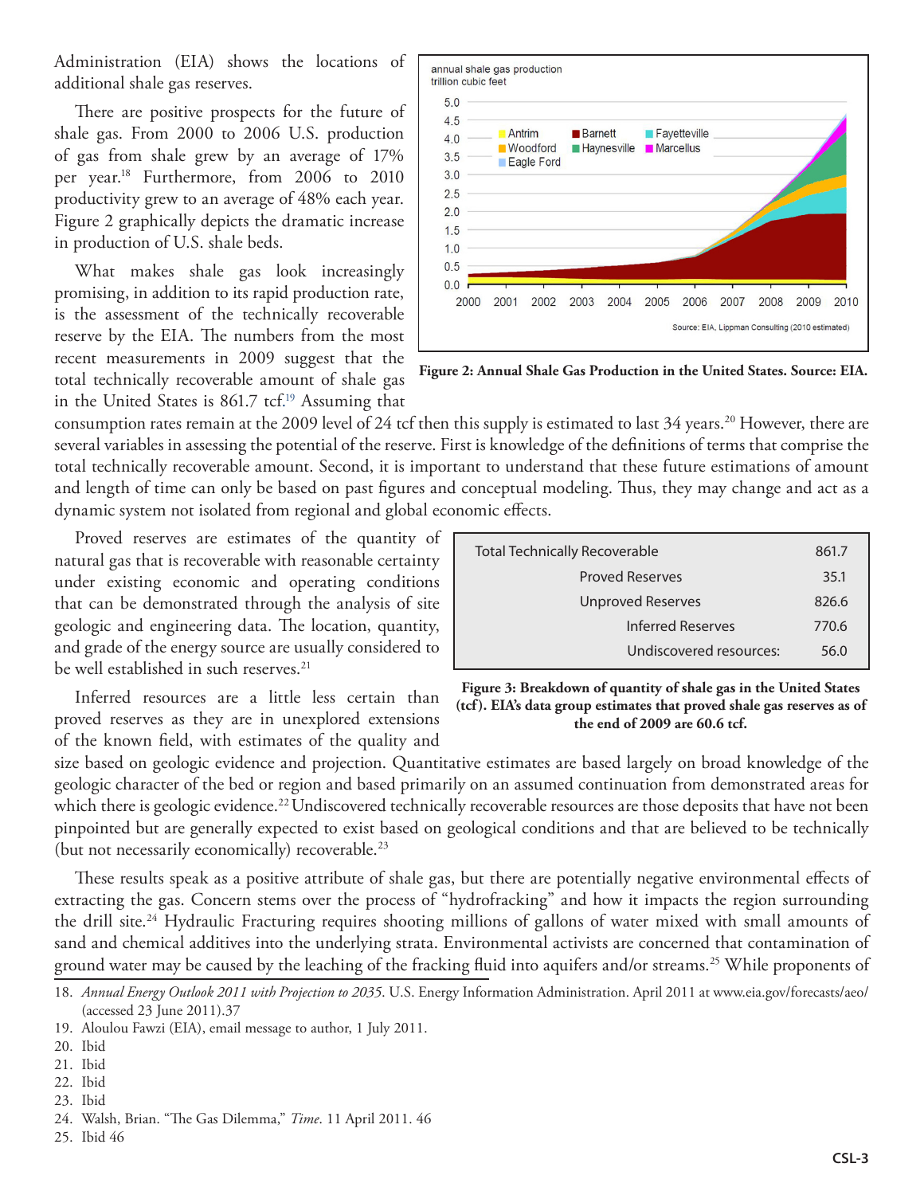Administration (EIA) shows the locations of additional shale gas reserves.

There are positive prospects for the future of shale gas. From 2000 to 2006 U.S. production of gas from shale grew by an average of 17% per year.[18] Furthermore, from 2006 to 2010 productivity grew to an average of 48% each year. Figure 2 graphically depicts the dramatic increase in production of U.S. shale beds.

What makes shale gas look increasingly promising, in addition to its rapid production rate, is the assessment of the technically recoverable reserve by the EIA. The numbers from the most recent measurements in 2009 suggest that the total technically recoverable amount of shale gas in the United States is 861.7 tcf.[19] Assuming that consumption rates remain at the 2009 level of 24 tcf then this supply is estimated to last 34 years.[20] However, there are several variables in assessing the potential of the reserve. First is knowledge of the definitions of terms that comprise the total technically recoverable amount. Second, it is important to understand that these future estimations of amount and length of time can only be based on past figures and conceptual modeling. Thus, they may change and act as a dynamic system not isolated from regional and global economic effects.

**Figure 2: Annual Shale Gas Production in the United States. Source: EIA.**

Proved reserves are estimates of the quantity of natural gas that is recoverable with reasonable certainty under existing economic and operating conditions that can be demonstrated through the analysis of site geologic and engineering data. The location, quantity, and grade of the energy source are usually considered to be well established in such reserves.[21]

| Total Technically Recoverable | 861.7 |
|---|---|
| Proved Reserves | 35.1 |
| Unproved Reserves | 826.6 |
| Inferred Reserves | 770.6 |
| Undiscovered resources: | 56.0 |

**Figure 3: Breakdown of quantity of shale gas in the United States (tcf). EIA's data group estimates that proved shale gas reserves as of the end of 2009 are 60.6 tcf.**

Inferred resources are a little less certain than proved reserves as they are in unexplored extensions of the known field, with estimates of the quality and size based on geologic evidence and projection. Quantitative estimates are based largely on broad knowledge of the geologic character of the bed or region and based primarily on an assumed continuation from demonstrated areas for which there is geologic evidence.[22] Undiscovered technically recoverable resources are those deposits that have not been pinpointed but are generally expected to exist based on geological conditions and that are believed to be technically (but not necessarily economically) recoverable.[23]

These results speak as a positive attribute of shale gas, but there are potentially negative environmental effects of extracting the gas. Concern stems over the process of "hydrofracking" and how it impacts the region surrounding the drill site.[24] Hydraulic Fracturing requires shooting millions of gallons of water mixed with small amounts of sand and chemical additives into the underlying strata. Environmental activists are concerned that contamination of ground water may be caused by the leaching of the fracking fluid into aquifers and/or streams.[25] While proponents of

18. *Annual Energy Outlook 2011 with Projection to 2035*. U.S. Energy Information Administration. April 2011 at www.eia.gov/forecasts/aeo/ (accessed 23 June 2011).37
19. Aloulou Fawzi (EIA), email message to author, 1 July 2011.
20. Ibid
21. Ibid
22. Ibid
23. Ibid
24. Walsh, Brian. "The Gas Dilemma," *Time*. 11 April 2011. 46
25. Ibid 46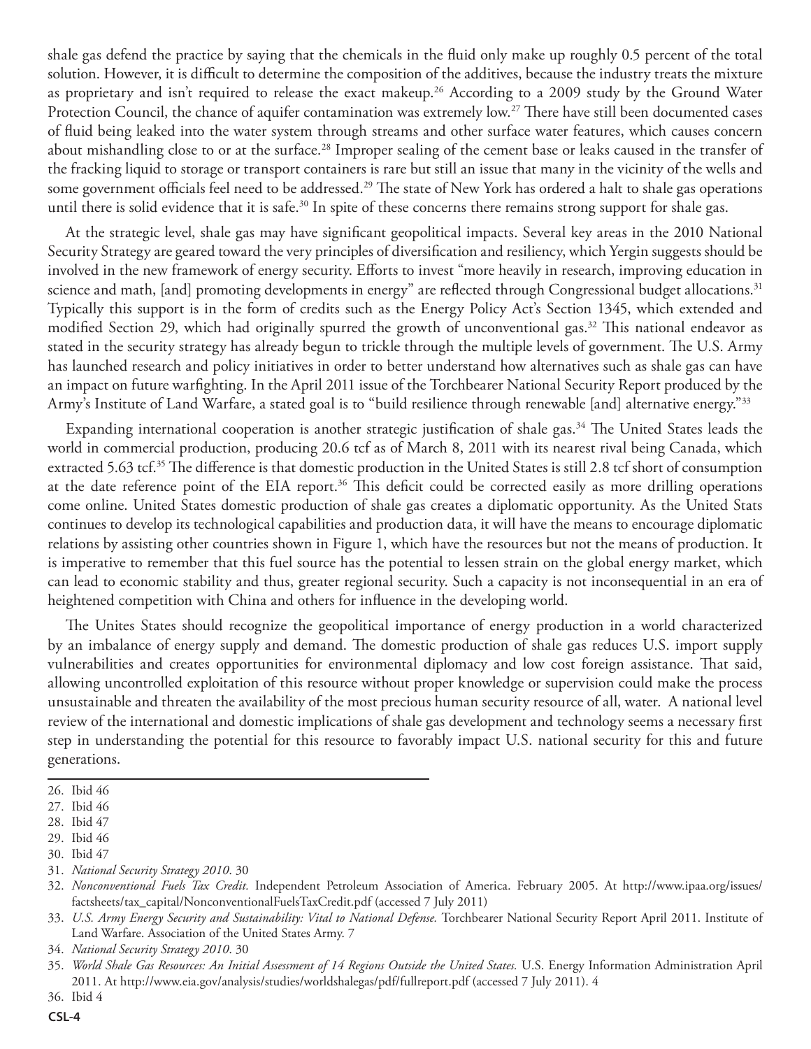shale gas defend the practice by saying that the chemicals in the fluid only make up roughly 0.5 percent of the total solution. However, it is difficult to determine the composition of the additives, because the industry treats the mixture as proprietary and isn't required to release the exact makeup.[26] According to a 2009 study by the Ground Water Protection Council, the chance of aquifer contamination was extremely low.[27] There have still been documented cases of fluid being leaked into the water system through streams and other surface water features, which causes concern about mishandling close to or at the surface.[28] Improper sealing of the cement base or leaks caused in the transfer of the fracking liquid to storage or transport containers is rare but still an issue that many in the vicinity of the wells and some government officials feel need to be addressed.[29] The state of New York has ordered a halt to shale gas operations until there is solid evidence that it is safe.[30] In spite of these concerns there remains strong support for shale gas.

At the strategic level, shale gas may have significant geopolitical impacts. Several key areas in the 2010 National Security Strategy are geared toward the very principles of diversification and resiliency, which Yergin suggests should be involved in the new framework of energy security. Efforts to invest "more heavily in research, improving education in science and math, [and] promoting developments in energy" are reflected through Congressional budget allocations.[31] Typically this support is in the form of credits such as the Energy Policy Act's Section 1345, which extended and modified Section 29, which had originally spurred the growth of unconventional gas.[32] This national endeavor as stated in the security strategy has already begun to trickle through the multiple levels of government. The U.S. Army has launched research and policy initiatives in order to better understand how alternatives such as shale gas can have an impact on future warfighting. In the April 2011 issue of the Torchbearer National Security Report produced by the Army's Institute of Land Warfare, a stated goal is to "build resilience through renewable [and] alternative energy."[33]

Expanding international cooperation is another strategic justification of shale gas.[34] The United States leads the world in commercial production, producing 20.6 tcf as of March 8, 2011 with its nearest rival being Canada, which extracted 5.63 tcf.[35] The difference is that domestic production in the United States is still 2.8 tcf short of consumption at the date reference point of the EIA report.[36] This deficit could be corrected easily as more drilling operations come online. United States domestic production of shale gas creates a diplomatic opportunity. As the United Stats continues to develop its technological capabilities and production data, it will have the means to encourage diplomatic relations by assisting other countries shown in Figure 1, which have the resources but not the means of production. It is imperative to remember that this fuel source has the potential to lessen strain on the global energy market, which can lead to economic stability and thus, greater regional security. Such a capacity is not inconsequential in an era of heightened competition with China and others for influence in the developing world.

The Unites States should recognize the geopolitical importance of energy production in a world characterized by an imbalance of energy supply and demand. The domestic production of shale gas reduces U.S. import supply vulnerabilities and creates opportunities for environmental diplomacy and low cost foreign assistance. That said, allowing uncontrolled exploitation of this resource without proper knowledge or supervision could make the process unsustainable and threaten the availability of the most precious human security resource of all, water. A national level review of the international and domestic implications of shale gas development and technology seems a necessary first step in understanding the potential for this resource to favorably impact U.S. national security for this and future generations.

---

26. Ibid 46
27. Ibid 46
28. Ibid 47
29. Ibid 46
30. Ibid 47
31. *National Security Strategy 2010.* 30
32. *Nonconventional Fuels Tax Credit.* Independent Petroleum Association of America. February 2005. At http://www.ipaa.org/issues/factsheets/tax_capital/NonconventionalFuelsTaxCredit.pdf (accessed 7 July 2011)
33. *U.S. Army Energy Security and Sustainability: Vital to National Defense.* Torchbearer National Security Report April 2011. Institute of Land Warfare. Association of the United States Army. 7
34. *National Security Strategy 2010.* 30
35. *World Shale Gas Resources: An Initial Assessment of 14 Regions Outside the United States.* U.S. Energy Information Administration April 2011. At http://www.eia.gov/analysis/studies/worldshalegas/pdf/fullreport.pdf (accessed 7 July 2011). 4
36. Ibid 4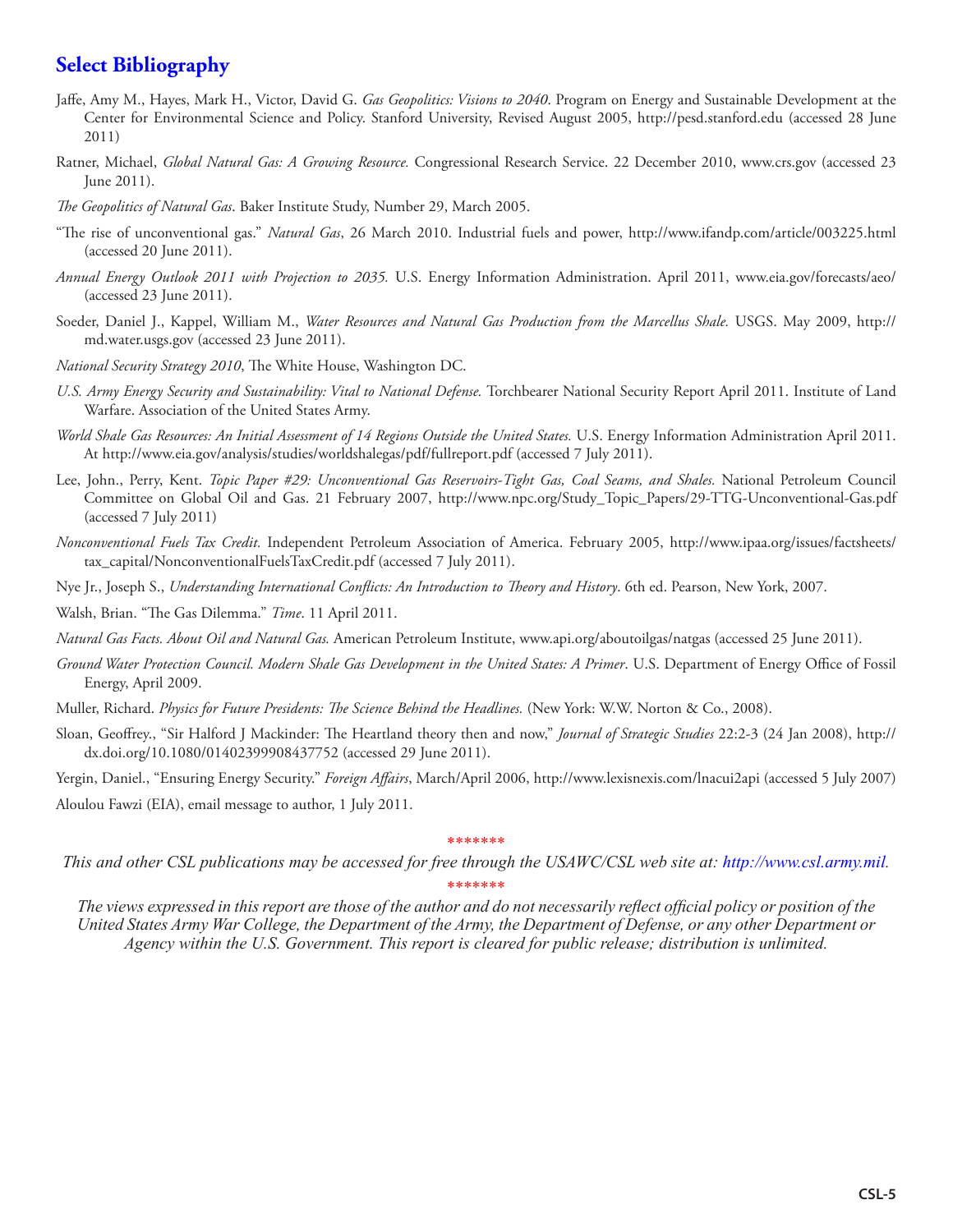## Select Bibliography

Jaffe, Amy M., Hayes, Mark H., Victor, David G. *Gas Geopolitics: Visions to 2040*. Program on Energy and Sustainable Development at the Center for Environmental Science and Policy. Stanford University, Revised August 2005, http://pesd.stanford.edu (accessed 28 June 2011)

Ratner, Michael, *Global Natural Gas: A Growing Resource.* Congressional Research Service. 22 December 2010, www.crs.gov (accessed 23 June 2011).

*The Geopolitics of Natural Gas*. Baker Institute Study, Number 29, March 2005.

"The rise of unconventional gas." *Natural Gas*, 26 March 2010. Industrial fuels and power, http://www.ifandp.com/article/003225.html (accessed 20 June 2011).

*Annual Energy Outlook 2011 with Projection to 2035.* U.S. Energy Information Administration. April 2011, www.eia.gov/forecasts/aeo/ (accessed 23 June 2011).

Soeder, Daniel J., Kappel, William M., *Water Resources and Natural Gas Production from the Marcellus Shale.* USGS. May 2009, http://md.water.usgs.gov (accessed 23 June 2011).

*National Security Strategy 2010*, The White House, Washington DC.

*U.S. Army Energy Security and Sustainability: Vital to National Defense.* Torchbearer National Security Report April 2011. Institute of Land Warfare. Association of the United States Army.

*World Shale Gas Resources: An Initial Assessment of 14 Regions Outside the United States.* U.S. Energy Information Administration April 2011. At http://www.eia.gov/analysis/studies/worldshalegas/pdf/fullreport.pdf (accessed 7 July 2011).

Lee, John., Perry, Kent. *Topic Paper #29: Unconventional Gas Reservoirs-Tight Gas, Coal Seams, and Shales.* National Petroleum Council Committee on Global Oil and Gas. 21 February 2007, http://www.npc.org/Study_Topic_Papers/29-TTG-Unconventional-Gas.pdf (accessed 7 July 2011)

*Nonconventional Fuels Tax Credit.* Independent Petroleum Association of America. February 2005, http://www.ipaa.org/issues/factsheets/tax_capital/NonconventionalFuelsTaxCredit.pdf (accessed 7 July 2011).

Nye Jr., Joseph S., *Understanding International Conflicts: An Introduction to Theory and History*. 6th ed. Pearson, New York, 2007.

Walsh, Brian. "The Gas Dilemma." *Time*. 11 April 2011.

*Natural Gas Facts. About Oil and Natural Gas.* American Petroleum Institute, www.api.org/aboutoilgas/natgas (accessed 25 June 2011).

*Ground Water Protection Council. Modern Shale Gas Development in the United States: A Primer*. U.S. Department of Energy Office of Fossil Energy, April 2009.

Muller, Richard. *Physics for Future Presidents: The Science Behind the Headlines.* (New York: W.W. Norton & Co., 2008).

Sloan, Geoffrey., "Sir Halford J Mackinder: The Heartland theory then and now," *Journal of Strategic Studies* 22:2-3 (24 Jan 2008), http://dx.doi.org/10.1080/01402399908437752 (accessed 29 June 2011).

Yergin, Daniel., "Ensuring Energy Security." *Foreign Affairs*, March/April 2006, http://www.lexisnexis.com/lnacui2api (accessed 5 July 2007)

Aloulou Fawzi (EIA), email message to author, 1 July 2011.

*******

*This and other CSL publications may be accessed for free through the USAWC/CSL web site at: http://www.csl.army.mil.*

*******

*The views expressed in this report are those of the author and do not necessarily reflect official policy or position of the United States Army War College, the Department of the Army, the Department of Defense, or any other Department or Agency within the U.S. Government. This report is cleared for public release; distribution is unlimited.*